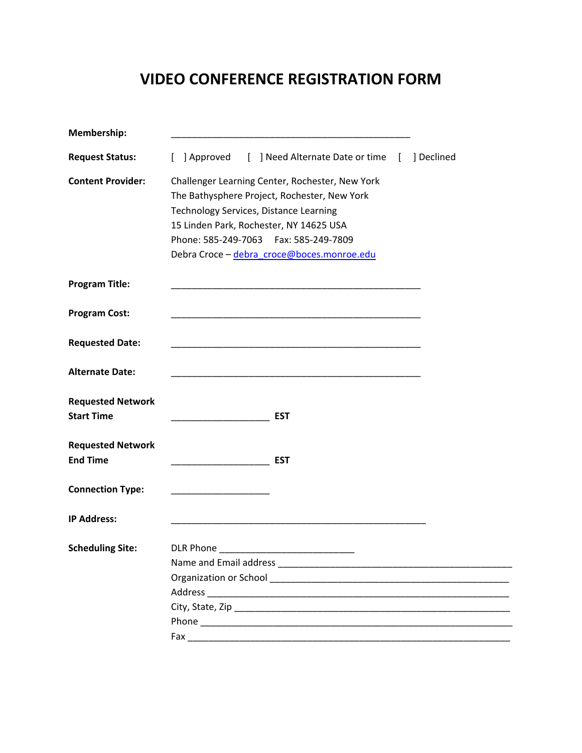# VIDEO CONFERENCE REGISTRATION FORM

**Membership:** ________________________________________________

**Request Status:** [ ] Approved [ ] Need Alternate Date or time [ ] Declined

**Content Provider:**
Challenger Learning Center, Rochester, New York
The Bathysphere Project, Rochester, New York
Technology Services, Distance Learning
15 Linden Park, Rochester, NY 14625 USA
Phone: 585-249-7063 Fax: 585-249-7809
Debra Croce – debra_croce@boces.monroe.edu

**Program Title:** __________________________________________________

**Program Cost:** __________________________________________________

**Requested Date:** __________________________________________________

**Alternate Date:** __________________________________________________

**Requested Network Start Time** ____________________ **EST**

**Requested Network End Time** ____________________ **EST**

**Connection Type:** ____________________

**IP Address:** ___________________________________________________

**Scheduling Site:**
DLR Phone ___________________________
Name and Email address _______________________________________________
Organization or School _______________________________________________
Address _____________________________________________________________
City, State, Zip ______________________________________________________
Phone ______________________________________________________________
Fax ________________________________________________________________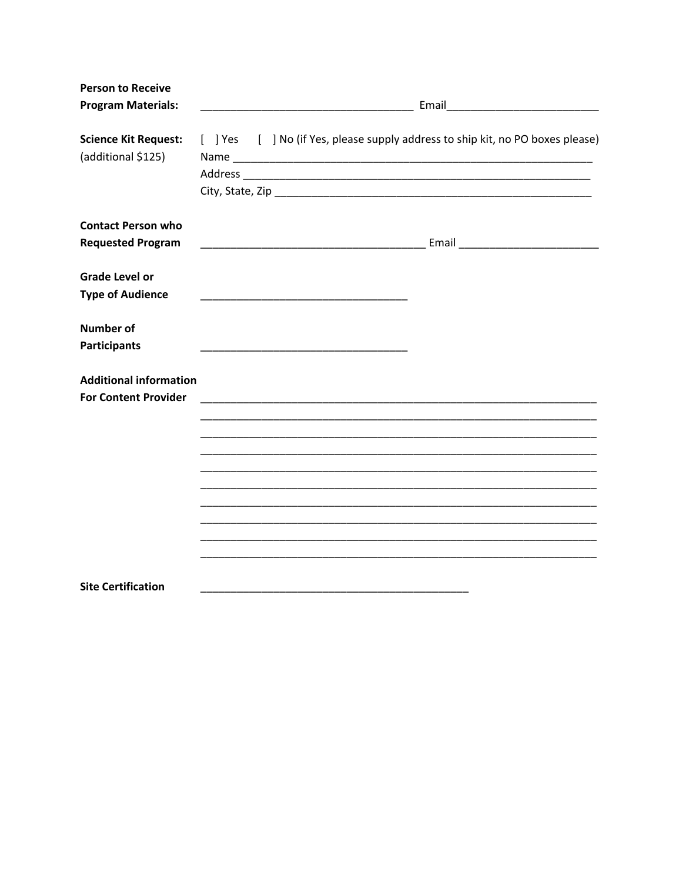**Person to Receive Program Materials:** ___________________________________ Email_________________________

**Science Kit Request:** (additional $125)

[ ] Yes [ ] No (if Yes, please supply address to ship kit, no PO boxes please)

Name _____________________________________________________________

Address ___________________________________________________________

City, State, Zip _____________________________________________________

**Contact Person who Requested Program** _____________________________________ Email _______________________

**Grade Level or Type of Audience** __________________________________

**Number of Participants** __________________________________

**Additional information For Content Provider**

_________________________________________________________________

_________________________________________________________________

_________________________________________________________________

_________________________________________________________________

_________________________________________________________________

_________________________________________________________________

_________________________________________________________________

_________________________________________________________________

_________________________________________________________________

_________________________________________________________________

**Site Certification** ____________________________________________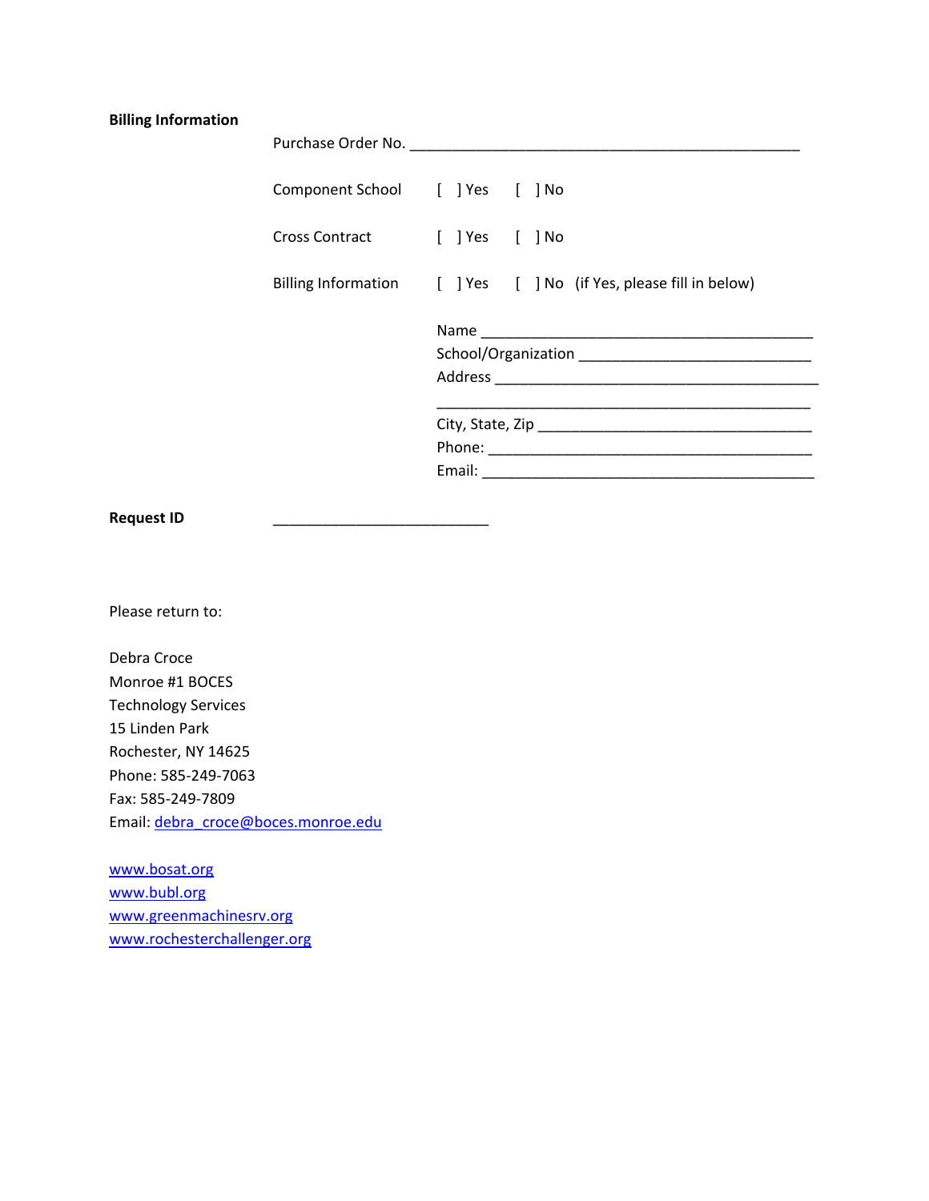**Billing Information**

Purchase Order No. ________________________________________________

Component School [ ] Yes [ ] No

Cross Contract [ ] Yes [ ] No

Billing Information [ ] Yes [ ] No (if Yes, please fill in below)

Name ________________________________________
School/Organization ____________________________
Address _________________________________________
________________________________________________
City, State, Zip _________________________________
Phone: _______________________________________
Email: ________________________________________

**Request ID** ___________________________

Please return to:

Debra Croce
Monroe #1 BOCES
Technology Services
15 Linden Park
Rochester, NY 14625
Phone: 585-249-7063
Fax: 585-249-7809
Email: debra_croce@boces.monroe.edu

www.bosat.org
www.bubl.org
www.greenmachinesrv.org
www.rochesterchallenger.org